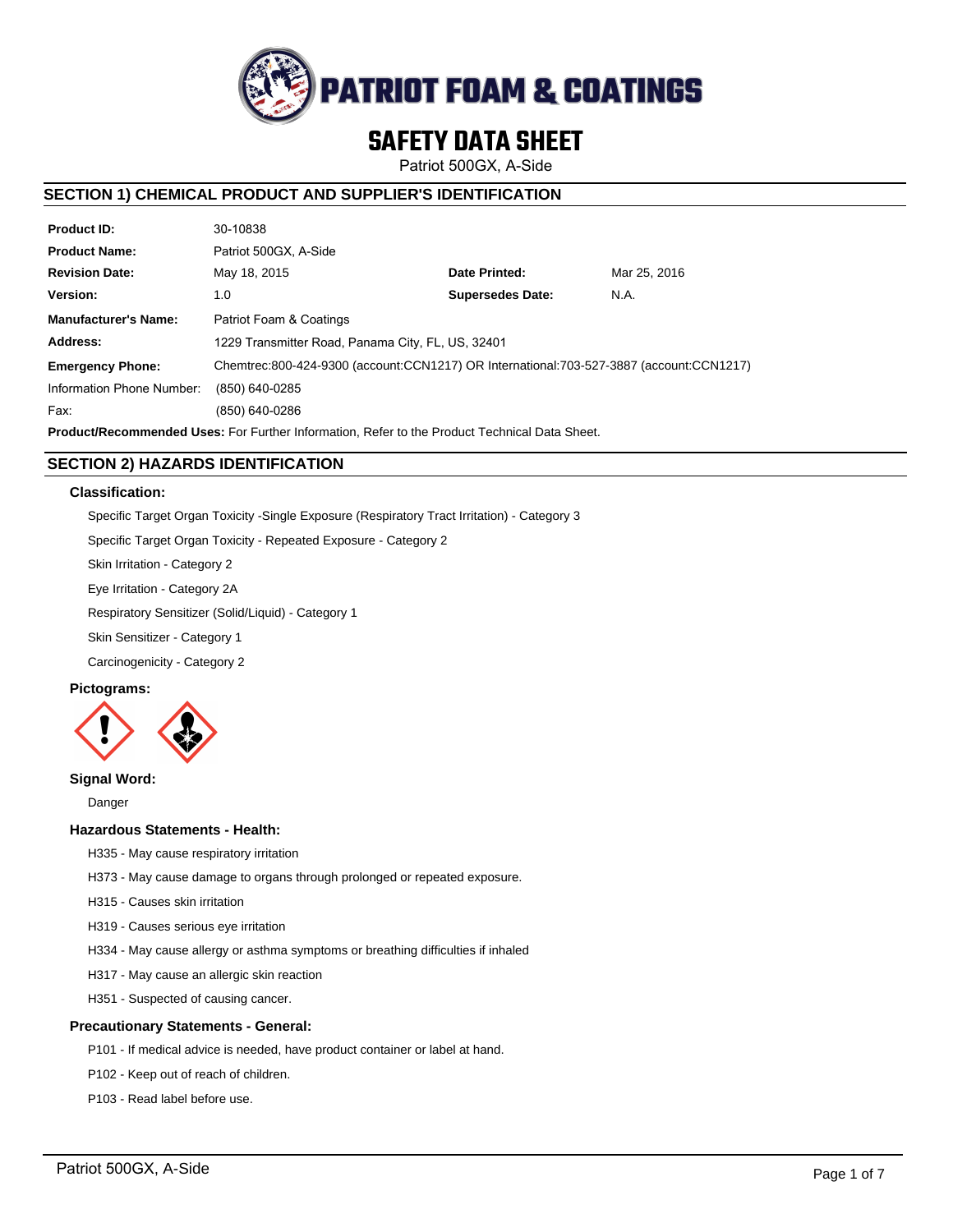# PATRIOT FOAM & COATINGS

# SAFETY DATA SHEET

Patriot 500GX, A-Side

## SECTION 1) CHEMICAL PRODUCT AND SUPPLIER'S IDENTIFICATION

| | | | |
|---|---|---|---|
| **Product ID:** | 30-10838 | | |
| **Product Name:** | Patriot 500GX, A-Side | | |
| **Revision Date:** | May 18, 2015 | **Date Printed:** | Mar 25, 2016 |
| **Version:** | 1.0 | **Supersedes Date:** | N.A. |
| **Manufacturer's Name:** | Patriot Foam & Coatings | | |
| **Address:** | 1229 Transmitter Road, Panama City, FL, US, 32401 | | |
| **Emergency Phone:** | Chemtrec:800-424-9300 (account:CCN1217) OR International:703-527-3887 (account:CCN1217) | | |
| Information Phone Number: | (850) 640-0285 | | |
| Fax: | (850) 640-0286 | | |

**Product/Recommended Uses:** For Further Information, Refer to the Product Technical Data Sheet.

## SECTION 2) HAZARDS IDENTIFICATION

### Classification:

Specific Target Organ Toxicity -Single Exposure (Respiratory Tract Irritation) - Category 3

Specific Target Organ Toxicity - Repeated Exposure - Category 2

Skin Irritation - Category 2

Eye Irritation - Category 2A

Respiratory Sensitizer (Solid/Liquid) - Category 1

Skin Sensitizer - Category 1

Carcinogenicity - Category 2

### Pictograms:

### Signal Word:

Danger

### Hazardous Statements - Health:

H335 - May cause respiratory irritation

H373 - May cause damage to organs through prolonged or repeated exposure.

H315 - Causes skin irritation

H319 - Causes serious eye irritation

H334 - May cause allergy or asthma symptoms or breathing difficulties if inhaled

H317 - May cause an allergic skin reaction

H351 - Suspected of causing cancer.

### Precautionary Statements - General:

P101 - If medical advice is needed, have product container or label at hand.

P102 - Keep out of reach of children.

P103 - Read label before use.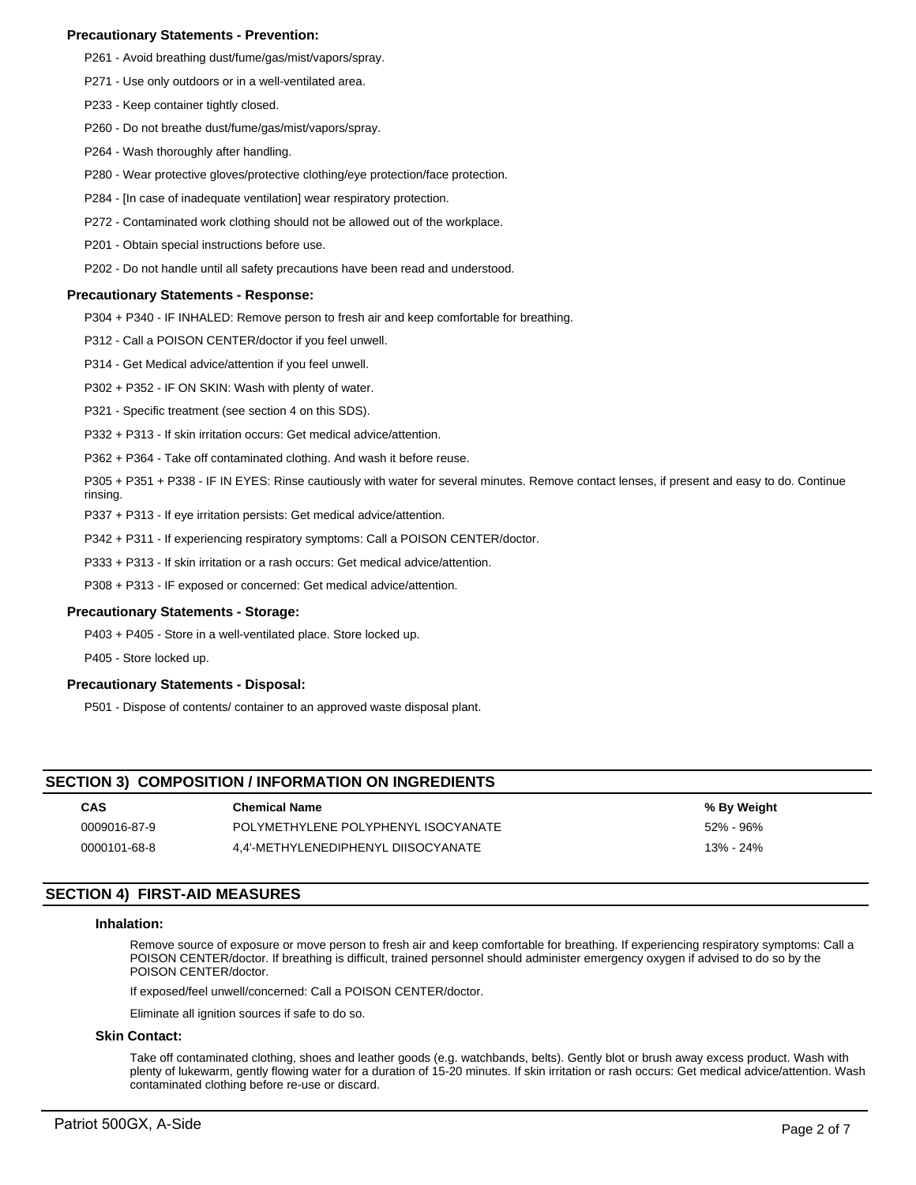**Precautionary Statements - Prevention:**

P261 - Avoid breathing dust/fume/gas/mist/vapors/spray.

P271 - Use only outdoors or in a well-ventilated area.

P233 - Keep container tightly closed.

P260 - Do not breathe dust/fume/gas/mist/vapors/spray.

P264 - Wash thoroughly after handling.

P280 - Wear protective gloves/protective clothing/eye protection/face protection.

P284 - [In case of inadequate ventilation] wear respiratory protection.

P272 - Contaminated work clothing should not be allowed out of the workplace.

P201 - Obtain special instructions before use.

P202 - Do not handle until all safety precautions have been read and understood.

**Precautionary Statements - Response:**

P304 + P340 - IF INHALED: Remove person to fresh air and keep comfortable for breathing.

P312 - Call a POISON CENTER/doctor if you feel unwell.

P314 - Get Medical advice/attention if you feel unwell.

P302 + P352 - IF ON SKIN: Wash with plenty of water.

P321 - Specific treatment (see section 4 on this SDS).

P332 + P313 - If skin irritation occurs: Get medical advice/attention.

P362 + P364 - Take off contaminated clothing. And wash it before reuse.

P305 + P351 + P338 - IF IN EYES: Rinse cautiously with water for several minutes. Remove contact lenses, if present and easy to do. Continue rinsing.

P337 + P313 - If eye irritation persists: Get medical advice/attention.

P342 + P311 - If experiencing respiratory symptoms: Call a POISON CENTER/doctor.

P333 + P313 - If skin irritation or a rash occurs: Get medical advice/attention.

P308 + P313 - IF exposed or concerned: Get medical advice/attention.

**Precautionary Statements - Storage:**

P403 + P405 - Store in a well-ventilated place. Store locked up.

P405 - Store locked up.

**Precautionary Statements - Disposal:**

P501 - Dispose of contents/ container to an approved waste disposal plant.

## SECTION 3) COMPOSITION / INFORMATION ON INGREDIENTS

| CAS | Chemical Name | % By Weight |
|---|---|---|
| 0009016-87-9 | POLYMETHYLENE POLYPHENYL ISOCYANATE | 52% - 96% |
| 0000101-68-8 | 4,4'-METHYLENEDIPHENYL DIISOCYANATE | 13% - 24% |

## SECTION 4) FIRST-AID MEASURES

### Inhalation:

Remove source of exposure or move person to fresh air and keep comfortable for breathing. If experiencing respiratory symptoms: Call a POISON CENTER/doctor. If breathing is difficult, trained personnel should administer emergency oxygen if advised to do so by the POISON CENTER/doctor.

If exposed/feel unwell/concerned: Call a POISON CENTER/doctor.

Eliminate all ignition sources if safe to do so.

### Skin Contact:

Take off contaminated clothing, shoes and leather goods (e.g. watchbands, belts). Gently blot or brush away excess product. Wash with plenty of lukewarm, gently flowing water for a duration of 15-20 minutes. If skin irritation or rash occurs: Get medical advice/attention. Wash contaminated clothing before re-use or discard.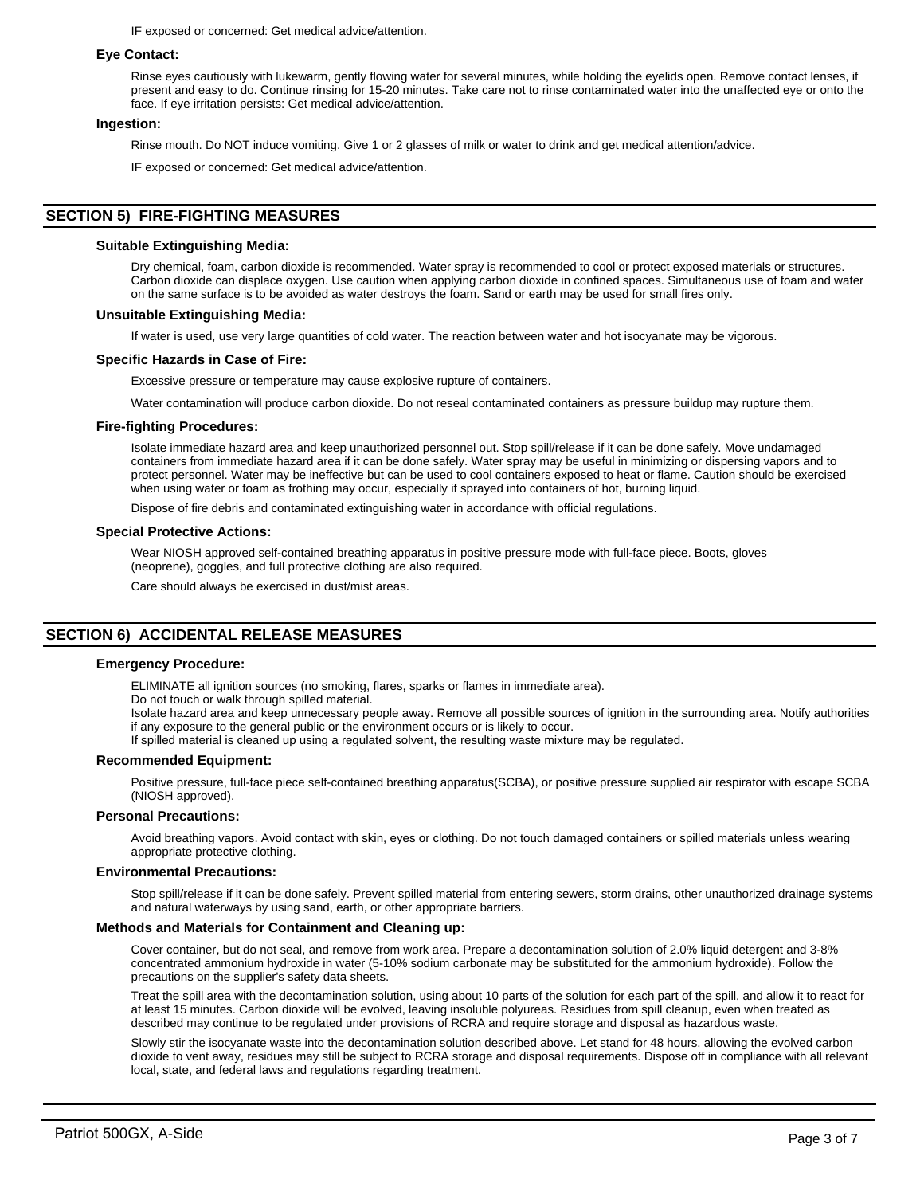IF exposed or concerned: Get medical advice/attention.

### Eye Contact:

Rinse eyes cautiously with lukewarm, gently flowing water for several minutes, while holding the eyelids open. Remove contact lenses, if present and easy to do. Continue rinsing for 15-20 minutes. Take care not to rinse contaminated water into the unaffected eye or onto the face. If eye irritation persists: Get medical advice/attention.

### Ingestion:

Rinse mouth. Do NOT induce vomiting. Give 1 or 2 glasses of milk or water to drink and get medical attention/advice.

IF exposed or concerned: Get medical advice/attention.

## SECTION 5) FIRE-FIGHTING MEASURES

### Suitable Extinguishing Media:

Dry chemical, foam, carbon dioxide is recommended. Water spray is recommended to cool or protect exposed materials or structures. Carbon dioxide can displace oxygen. Use caution when applying carbon dioxide in confined spaces. Simultaneous use of foam and water on the same surface is to be avoided as water destroys the foam. Sand or earth may be used for small fires only.

### Unsuitable Extinguishing Media:

If water is used, use very large quantities of cold water. The reaction between water and hot isocyanate may be vigorous.

### Specific Hazards in Case of Fire:

Excessive pressure or temperature may cause explosive rupture of containers.

Water contamination will produce carbon dioxide. Do not reseal contaminated containers as pressure buildup may rupture them.

### Fire-fighting Procedures:

Isolate immediate hazard area and keep unauthorized personnel out. Stop spill/release if it can be done safely. Move undamaged containers from immediate hazard area if it can be done safely. Water spray may be useful in minimizing or dispersing vapors and to protect personnel. Water may be ineffective but can be used to cool containers exposed to heat or flame. Caution should be exercised when using water or foam as frothing may occur, especially if sprayed into containers of hot, burning liquid.

Dispose of fire debris and contaminated extinguishing water in accordance with official regulations.

### Special Protective Actions:

Wear NIOSH approved self-contained breathing apparatus in positive pressure mode with full-face piece. Boots, gloves (neoprene), goggles, and full protective clothing are also required.

Care should always be exercised in dust/mist areas.

## SECTION 6) ACCIDENTAL RELEASE MEASURES

### Emergency Procedure:

ELIMINATE all ignition sources (no smoking, flares, sparks or flames in immediate area).
Do not touch or walk through spilled material.
Isolate hazard area and keep unnecessary people away. Remove all possible sources of ignition in the surrounding area. Notify authorities if any exposure to the general public or the environment occurs or is likely to occur.
If spilled material is cleaned up using a regulated solvent, the resulting waste mixture may be regulated.

### Recommended Equipment:

Positive pressure, full-face piece self-contained breathing apparatus(SCBA), or positive pressure supplied air respirator with escape SCBA (NIOSH approved).

### Personal Precautions:

Avoid breathing vapors. Avoid contact with skin, eyes or clothing. Do not touch damaged containers or spilled materials unless wearing appropriate protective clothing.

### Environmental Precautions:

Stop spill/release if it can be done safely. Prevent spilled material from entering sewers, storm drains, other unauthorized drainage systems and natural waterways by using sand, earth, or other appropriate barriers.

### Methods and Materials for Containment and Cleaning up:

Cover container, but do not seal, and remove from work area. Prepare a decontamination solution of 2.0% liquid detergent and 3-8% concentrated ammonium hydroxide in water (5-10% sodium carbonate may be substituted for the ammonium hydroxide). Follow the precautions on the supplier's safety data sheets.

Treat the spill area with the decontamination solution, using about 10 parts of the solution for each part of the spill, and allow it to react for at least 15 minutes. Carbon dioxide will be evolved, leaving insoluble polyureas. Residues from spill cleanup, even when treated as described may continue to be regulated under provisions of RCRA and require storage and disposal as hazardous waste.

Slowly stir the isocyanate waste into the decontamination solution described above. Let stand for 48 hours, allowing the evolved carbon dioxide to vent away, residues may still be subject to RCRA storage and disposal requirements. Dispose off in compliance with all relevant local, state, and federal laws and regulations regarding treatment.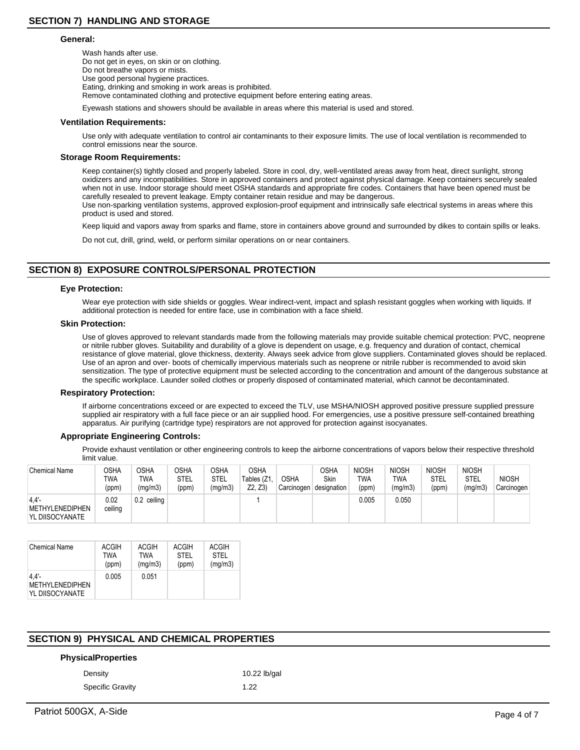## SECTION 7) HANDLING AND STORAGE

### General:

Wash hands after use.
Do not get in eyes, on skin or on clothing.
Do not breathe vapors or mists.
Use good personal hygiene practices.
Eating, drinking and smoking in work areas is prohibited.
Remove contaminated clothing and protective equipment before entering eating areas.

Eyewash stations and showers should be available in areas where this material is used and stored.

### Ventilation Requirements:

Use only with adequate ventilation to control air contaminants to their exposure limits. The use of local ventilation is recommended to control emissions near the source.

### Storage Room Requirements:

Keep container(s) tightly closed and properly labeled. Store in cool, dry, well-ventilated areas away from heat, direct sunlight, strong oxidizers and any incompatibilities. Store in approved containers and protect against physical damage. Keep containers securely sealed when not in use. Indoor storage should meet OSHA standards and appropriate fire codes. Containers that have been opened must be carefully resealed to prevent leakage. Empty container retain residue and may be dangerous.
Use non-sparking ventilation systems, approved explosion-proof equipment and intrinsically safe electrical systems in areas where this product is used and stored.

Keep liquid and vapors away from sparks and flame, store in containers above ground and surrounded by dikes to contain spills or leaks.

Do not cut, drill, grind, weld, or perform similar operations on or near containers.

## SECTION 8) EXPOSURE CONTROLS/PERSONAL PROTECTION

### Eye Protection:

Wear eye protection with side shields or goggles. Wear indirect-vent, impact and splash resistant goggles when working with liquids. If additional protection is needed for entire face, use in combination with a face shield.

### Skin Protection:

Use of gloves approved to relevant standards made from the following materials may provide suitable chemical protection: PVC, neoprene or nitrile rubber gloves. Suitability and durability of a glove is dependent on usage, e.g. frequency and duration of contact, chemical resistance of glove material, glove thickness, dexterity. Always seek advice from glove suppliers. Contaminated gloves should be replaced. Use of an apron and over- boots of chemically impervious materials such as neoprene or nitrile rubber is recommended to avoid skin sensitization. The type of protective equipment must be selected according to the concentration and amount of the dangerous substance at the specific workplace. Launder soiled clothes or properly disposed of contaminated material, which cannot be decontaminated.

### Respiratory Protection:

If airborne concentrations exceed or are expected to exceed the TLV, use MSHA/NIOSH approved positive pressure supplied pressure supplied air respiratory with a full face piece or an air supplied hood. For emergencies, use a positive pressure self-contained breathing apparatus. Air purifying (cartridge type) respirators are not approved for protection against isocyanates.

### Appropriate Engineering Controls:

Provide exhaust ventilation or other engineering controls to keep the airborne concentrations of vapors below their respective threshold limit value.

| Chemical Name | OSHA TWA (ppm) | OSHA TWA (mg/m3) | OSHA STEL (ppm) | OSHA STEL (mg/m3) | OSHA Tables (Z1, Z2, Z3) | OSHA Carcinogen | OSHA Skin designation | NIOSH TWA (ppm) | NIOSH TWA (mg/m3) | NIOSH STEL (ppm) | NIOSH STEL (mg/m3) | NIOSH Carcinogen |
|---|---|---|---|---|---|---|---|---|---|---|---|---|
| 4,4'-METHYLENEDIPHENYL DIISOCYANATE | 0.02 ceiling | 0.2 ceiling | | | 1 | | | 0.005 | 0.050 | | | |

| Chemical Name | ACGIH TWA (ppm) | ACGIH TWA (mg/m3) | ACGIH STEL (ppm) | ACGIH STEL (mg/m3) |
|---|---|---|---|---|
| 4,4'-METHYLENEDIPHENYL DIISOCYANATE | 0.005 | 0.051 | | |

## SECTION 9) PHYSICAL AND CHEMICAL PROPERTIES

### PhysicalProperties

| | |
|---|---|
| Density | 10.22 lb/gal |
| Specific Gravity | 1.22 |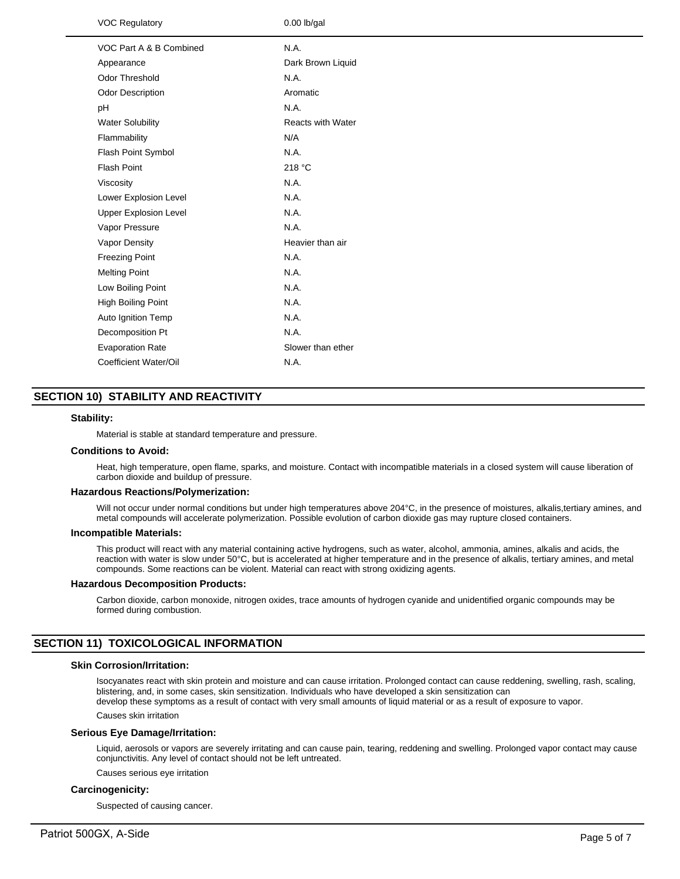| | |
|---|---|
| VOC Regulatory | 0.00 lb/gal |
| VOC Part A & B Combined | N.A. |
| Appearance | Dark Brown Liquid |
| Odor Threshold | N.A. |
| Odor Description | Aromatic |
| pH | N.A. |
| Water Solubility | Reacts with Water |
| Flammability | N/A |
| Flash Point Symbol | N.A. |
| Flash Point | 218 °C |
| Viscosity | N.A. |
| Lower Explosion Level | N.A. |
| Upper Explosion Level | N.A. |
| Vapor Pressure | N.A. |
| Vapor Density | Heavier than air |
| Freezing Point | N.A. |
| Melting Point | N.A. |
| Low Boiling Point | N.A. |
| High Boiling Point | N.A. |
| Auto Ignition Temp | N.A. |
| Decomposition Pt | N.A. |
| Evaporation Rate | Slower than ether |
| Coefficient Water/Oil | N.A. |

## SECTION 10) STABILITY AND REACTIVITY

### Stability:

Material is stable at standard temperature and pressure.

### Conditions to Avoid:

Heat, high temperature, open flame, sparks, and moisture. Contact with incompatible materials in a closed system will cause liberation of carbon dioxide and buildup of pressure.

### Hazardous Reactions/Polymerization:

Will not occur under normal conditions but under high temperatures above 204°C, in the presence of moistures, alkalis,tertiary amines, and metal compounds will accelerate polymerization. Possible evolution of carbon dioxide gas may rupture closed containers.

### Incompatible Materials:

This product will react with any material containing active hydrogens, such as water, alcohol, ammonia, amines, alkalis and acids, the reaction with water is slow under 50°C, but is accelerated at higher temperature and in the presence of alkalis, tertiary amines, and metal compounds. Some reactions can be violent. Material can react with strong oxidizing agents.

### Hazardous Decomposition Products:

Carbon dioxide, carbon monoxide, nitrogen oxides, trace amounts of hydrogen cyanide and unidentified organic compounds may be formed during combustion.

## SECTION 11) TOXICOLOGICAL INFORMATION

### Skin Corrosion/Irritation:

Isocyanates react with skin protein and moisture and can cause irritation. Prolonged contact can cause reddening, swelling, rash, scaling, blistering, and, in some cases, skin sensitization. Individuals who have developed a skin sensitization can
develop these symptoms as a result of contact with very small amounts of liquid material or as a result of exposure to vapor.

Causes skin irritation

### Serious Eye Damage/Irritation:

Liquid, aerosols or vapors are severely irritating and can cause pain, tearing, reddening and swelling. Prolonged vapor contact may cause conjunctivitis. Any level of contact should not be left untreated.

Causes serious eye irritation

### Carcinogenicity:

Suspected of causing cancer.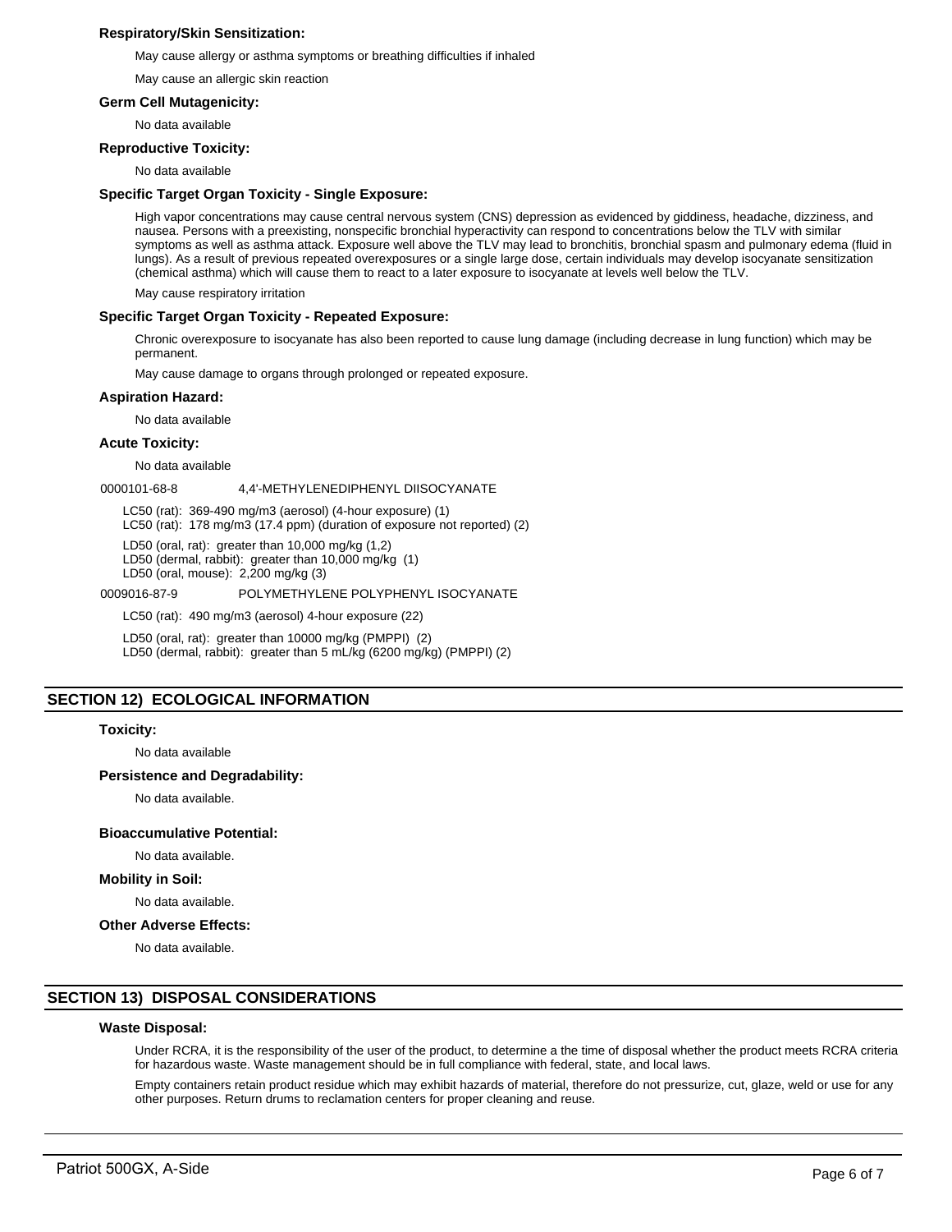**Respiratory/Skin Sensitization:**

May cause allergy or asthma symptoms or breathing difficulties if inhaled

May cause an allergic skin reaction

**Germ Cell Mutagenicity:**

No data available

**Reproductive Toxicity:**

No data available

**Specific Target Organ Toxicity - Single Exposure:**

High vapor concentrations may cause central nervous system (CNS) depression as evidenced by giddiness, headache, dizziness, and nausea. Persons with a preexisting, nonspecific bronchial hyperactivity can respond to concentrations below the TLV with similar symptoms as well as asthma attack. Exposure well above the TLV may lead to bronchitis, bronchial spasm and pulmonary edema (fluid in lungs). As a result of previous repeated overexposures or a single large dose, certain individuals may develop isocyanate sensitization (chemical asthma) which will cause them to react to a later exposure to isocyanate at levels well below the TLV.

May cause respiratory irritation

**Specific Target Organ Toxicity - Repeated Exposure:**

Chronic overexposure to isocyanate has also been reported to cause lung damage (including decrease in lung function) which may be permanent.

May cause damage to organs through prolonged or repeated exposure.

**Aspiration Hazard:**

No data available

**Acute Toxicity:**

No data available

0000101-68-8 4,4'-METHYLENEDIPHENYL DIISOCYANATE

LC50 (rat): 369-490 mg/m3 (aerosol) (4-hour exposure) (1)
LC50 (rat): 178 mg/m3 (17.4 ppm) (duration of exposure not reported) (2)

LD50 (oral, rat): greater than 10,000 mg/kg (1,2)
LD50 (dermal, rabbit): greater than 10,000 mg/kg (1)
LD50 (oral, mouse): 2,200 mg/kg (3)

0009016-87-9 POLYMETHYLENE POLYPHENYL ISOCYANATE

LC50 (rat): 490 mg/m3 (aerosol) 4-hour exposure (22)

LD50 (oral, rat): greater than 10000 mg/kg (PMPPI) (2)
LD50 (dermal, rabbit): greater than 5 mL/kg (6200 mg/kg) (PMPPI) (2)

## SECTION 12) ECOLOGICAL INFORMATION

**Toxicity:**

No data available

**Persistence and Degradability:**

No data available.

**Bioaccumulative Potential:**

No data available.

**Mobility in Soil:**

No data available.

**Other Adverse Effects:**

No data available.

## SECTION 13) DISPOSAL CONSIDERATIONS

**Waste Disposal:**

Under RCRA, it is the responsibility of the user of the product, to determine a the time of disposal whether the product meets RCRA criteria for hazardous waste. Waste management should be in full compliance with federal, state, and local laws.

Empty containers retain product residue which may exhibit hazards of material, therefore do not pressurize, cut, glaze, weld or use for any other purposes. Return drums to reclamation centers for proper cleaning and reuse.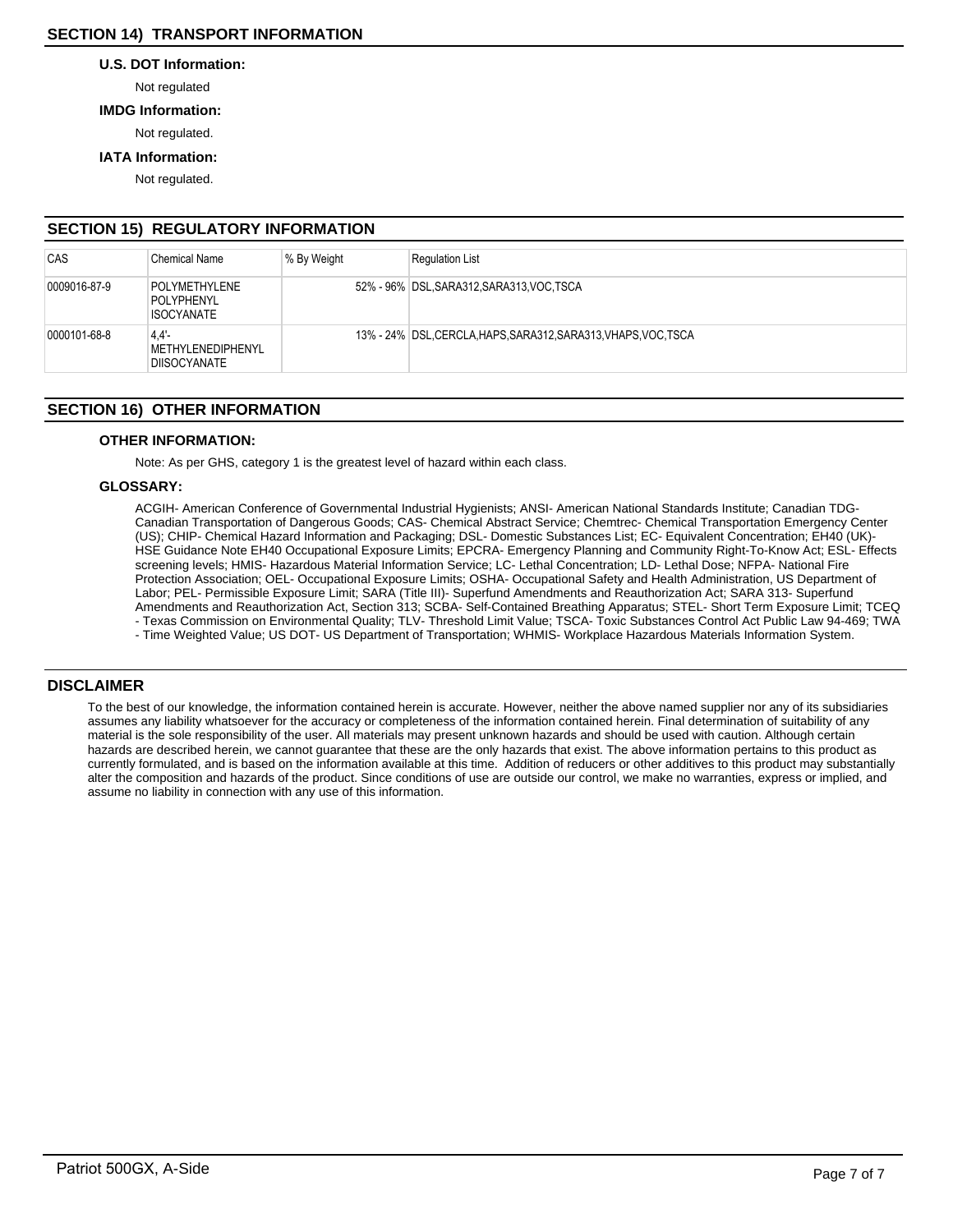## SECTION 14) TRANSPORT INFORMATION

### U.S. DOT Information:

Not regulated

### IMDG Information:

Not regulated.

### IATA Information:

Not regulated.

## SECTION 15) REGULATORY INFORMATION

| CAS | Chemical Name | % By Weight | Regulation List |
|---|---|---|---|
| 0009016-87-9 | POLYMETHYLENE POLYPHENYL ISOCYANATE | 52% - 96% | DSL,SARA312,SARA313,VOC,TSCA |
| 0000101-68-8 | 4,4'-METHYLENEDIPHENYL DIISOCYANATE | 13% - 24% | DSL,CERCLA,HAPS,SARA312,SARA313,VHAPS,VOC,TSCA |

## SECTION 16) OTHER INFORMATION

### OTHER INFORMATION:

Note: As per GHS, category 1 is the greatest level of hazard within each class.

### GLOSSARY:

ACGIH- American Conference of Governmental Industrial Hygienists; ANSI- American National Standards Institute; Canadian TDG- Canadian Transportation of Dangerous Goods; CAS- Chemical Abstract Service; Chemtrec- Chemical Transportation Emergency Center (US); CHIP- Chemical Hazard Information and Packaging; DSL- Domestic Substances List; EC- Equivalent Concentration; EH40 (UK)- HSE Guidance Note EH40 Occupational Exposure Limits; EPCRA- Emergency Planning and Community Right-To-Know Act; ESL- Effects screening levels; HMIS- Hazardous Material Information Service; LC- Lethal Concentration; LD- Lethal Dose; NFPA- National Fire Protection Association; OEL- Occupational Exposure Limits; OSHA- Occupational Safety and Health Administration, US Department of Labor; PEL- Permissible Exposure Limit; SARA (Title III)- Superfund Amendments and Reauthorization Act; SARA 313- Superfund Amendments and Reauthorization Act, Section 313; SCBA- Self-Contained Breathing Apparatus; STEL- Short Term Exposure Limit; TCEQ - Texas Commission on Environmental Quality; TLV- Threshold Limit Value; TSCA- Toxic Substances Control Act Public Law 94-469; TWA - Time Weighted Value; US DOT- US Department of Transportation; WHMIS- Workplace Hazardous Materials Information System.

## DISCLAIMER

To the best of our knowledge, the information contained herein is accurate. However, neither the above named supplier nor any of its subsidiaries assumes any liability whatsoever for the accuracy or completeness of the information contained herein. Final determination of suitability of any material is the sole responsibility of the user. All materials may present unknown hazards and should be used with caution. Although certain hazards are described herein, we cannot guarantee that these are the only hazards that exist. The above information pertains to this product as currently formulated, and is based on the information available at this time. Addition of reducers or other additives to this product may substantially alter the composition and hazards of the product. Since conditions of use are outside our control, we make no warranties, express or implied, and assume no liability in connection with any use of this information.